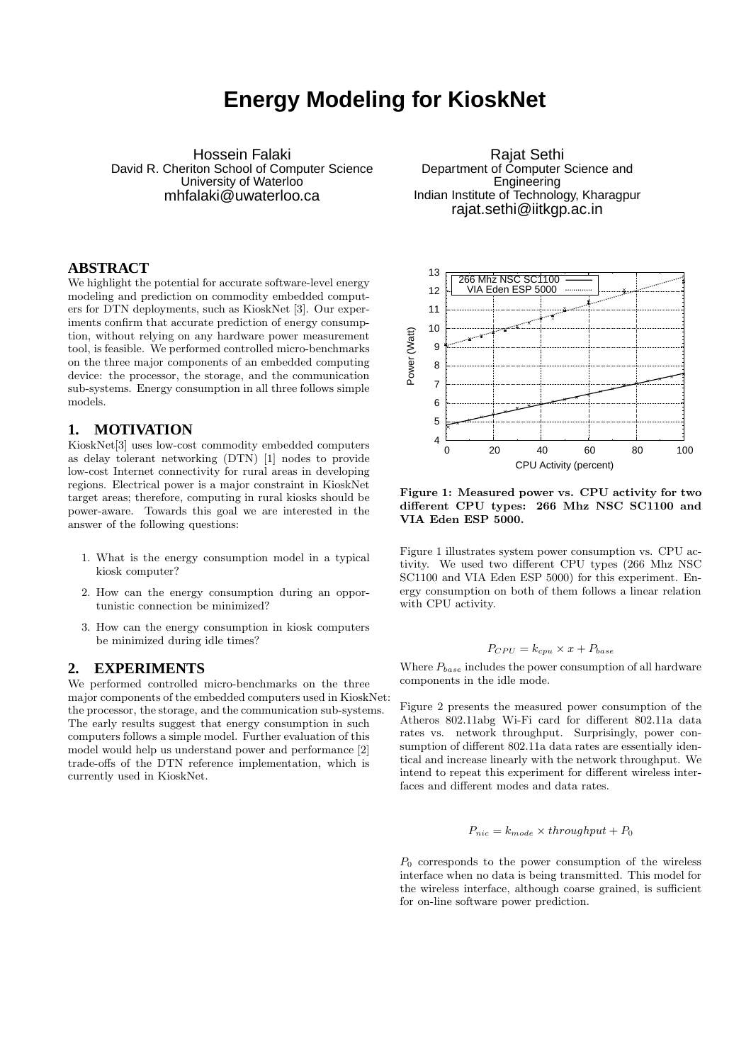# Energy Modeling for KioskNet

Hossein Falaki
David R. Cheriton School of Computer Science
University of Waterloo
mhfalaki@uwaterloo.ca

Rajat Sethi
Department of Computer Science and Engineering
Indian Institute of Technology, Kharagpur
rajat.sethi@iitkgp.ac.in

## ABSTRACT

We highlight the potential for accurate software-level energy modeling and prediction on commodity embedded computers for DTN deployments, such as KioskNet [3]. Our experiments confirm that accurate prediction of energy consumption, without relying on any hardware power measurement tool, is feasible. We performed controlled micro-benchmarks on the three major components of an embedded computing device: the processor, the storage, and the communication sub-systems. Energy consumption in all three follows simple models.

## 1. MOTIVATION

KioskNet[3] uses low-cost commodity embedded computers as delay tolerant networking (DTN) [1] nodes to provide low-cost Internet connectivity for rural areas in developing regions. Electrical power is a major constraint in KioskNet target areas; therefore, computing in rural kiosks should be power-aware. Towards this goal we are interested in the answer of the following questions:

1. What is the energy consumption model in a typical kiosk computer?
2. How can the energy consumption during an opportunistic connection be minimized?
3. How can the energy consumption in kiosk computers be minimized during idle times?

## 2. EXPERIMENTS

We performed controlled micro-benchmarks on the three major components of the embedded computers used in KioskNet: the processor, the storage, and the communication sub-systems. The early results suggest that energy consumption in such computers follows a simple model. Further evaluation of this model would help us understand power and performance [2] trade-offs of the DTN reference implementation, which is currently used in KioskNet.

**Figure 1: Measured power vs. CPU activity for two different CPU types: 266 Mhz NSC SC1100 and VIA Eden ESP 5000.**

Figure 1 illustrates system power consumption vs. CPU activity. We used two different CPU types (266 Mhz NSC SC1100 and VIA Eden ESP 5000) for this experiment. Energy consumption on both of them follows a linear relation with CPU activity.

$$P_{CPU} = k_{cpu} \times x + P_{base}$$

Where $P_{base}$ includes the power consumption of all hardware components in the idle mode.

Figure 2 presents the measured power consumption of the Atheros 802.11abg Wi-Fi card for different 802.11a data rates vs. network throughput. Surprisingly, power consumption of different 802.11a data rates are essentially identical and increase linearly with the network throughput. We intend to repeat this experiment for different wireless interfaces and different modes and data rates.

$$P_{nic} = k_{mode} \times throughput + P_0$$

$P_0$ corresponds to the power consumption of the wireless interface when no data is being transmitted. This model for the wireless interface, although coarse grained, is sufficient for on-line software power prediction.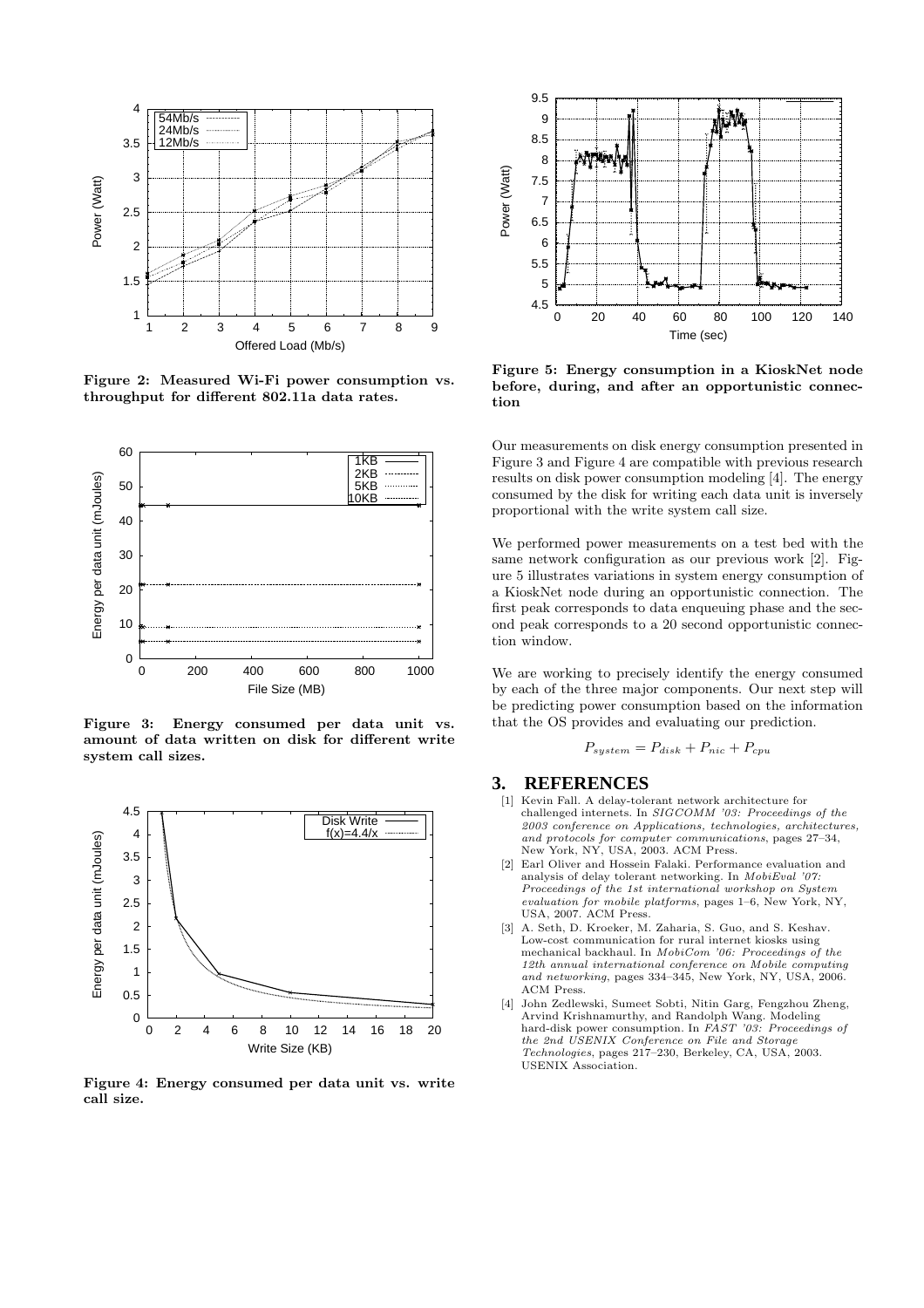4
3.5
3
2.5
2
1.5
1
1 2 3 4 5 6 7 8 9
Offered Load (Mb/s)
Power (Watt)
54Mb/s
24Mb/s
12Mb/s

**Figure 2: Measured Wi-Fi power consumption vs. throughput for different 802.11a data rates.**

60
50
40
30
20
10
0
0 200 400 600 800 1000
File Size (MB)
Energy per data unit (mJoules)
1KB
2KB
5KB
10KB

**Figure 3: Energy consumed per data unit vs. amount of data written on disk for different write system call sizes.**

4.5
4
3.5
3
2.5
2
1.5
1
0.5
0
0 2 4 6 8 10 12 14 16 18 20
Write Size (KB)
Energy per data unit (mJoules)
Disk Write
f(x)=4.4/x

**Figure 4: Energy consumed per data unit vs. write call size.**

9.5
9
8.5
8
7.5
7
6.5
6
5.5
5
4.5
0 20 40 60 80 100 120 140
Time (sec)
Power (Watt)

**Figure 5: Energy consumption in a KioskNet node before, during, and after an opportunistic connection**

Our measurements on disk energy consumption presented in Figure 3 and Figure 4 are compatible with previous research results on disk power consumption modeling [4]. The energy consumed by the disk for writing each data unit is inversely proportional with the write system call size.

We performed power measurements on a test bed with the same network configuration as our previous work [2]. Figure 5 illustrates variations in system energy consumption of a KioskNet node during an opportunistic connection. The first peak corresponds to data enqueuing phase and the second peak corresponds to a 20 second opportunistic connection window.

We are working to precisely identify the energy consumed by each of the three major components. Our next step will be predicting power consumption based on the information that the OS provides and evaluating our prediction.

$$P_{system} = P_{disk} + P_{nic} + P_{cpu}$$

## 3. REFERENCES

[1] Kevin Fall. A delay-tolerant network architecture for challenged internets. In *SIGCOMM '03: Proceedings of the 2003 conference on Applications, technologies, architectures, and protocols for computer communications*, pages 27–34, New York, NY, USA, 2003. ACM Press.

[2] Earl Oliver and Hossein Falaki. Performance evaluation and analysis of delay tolerant networking. In *MobiEval '07: Proceedings of the 1st international workshop on System evaluation for mobile platforms*, pages 1–6, New York, NY, USA, 2007. ACM Press.

[3] A. Seth, D. Kroeker, M. Zaharia, S. Guo, and S. Keshav. Low-cost communication for rural internet kiosks using mechanical backhaul. In *MobiCom '06: Proceedings of the 12th annual international conference on Mobile computing and networking*, pages 334–345, New York, NY, USA, 2006. ACM Press.

[4] John Zedlewski, Sumeet Sobti, Nitin Garg, Fengzhou Zheng, Arvind Krishnamurthy, and Randolph Wang. Modeling hard-disk power consumption. In *FAST '03: Proceedings of the 2nd USENIX Conference on File and Storage Technologies*, pages 217–230, Berkeley, CA, USA, 2003. USENIX Association.